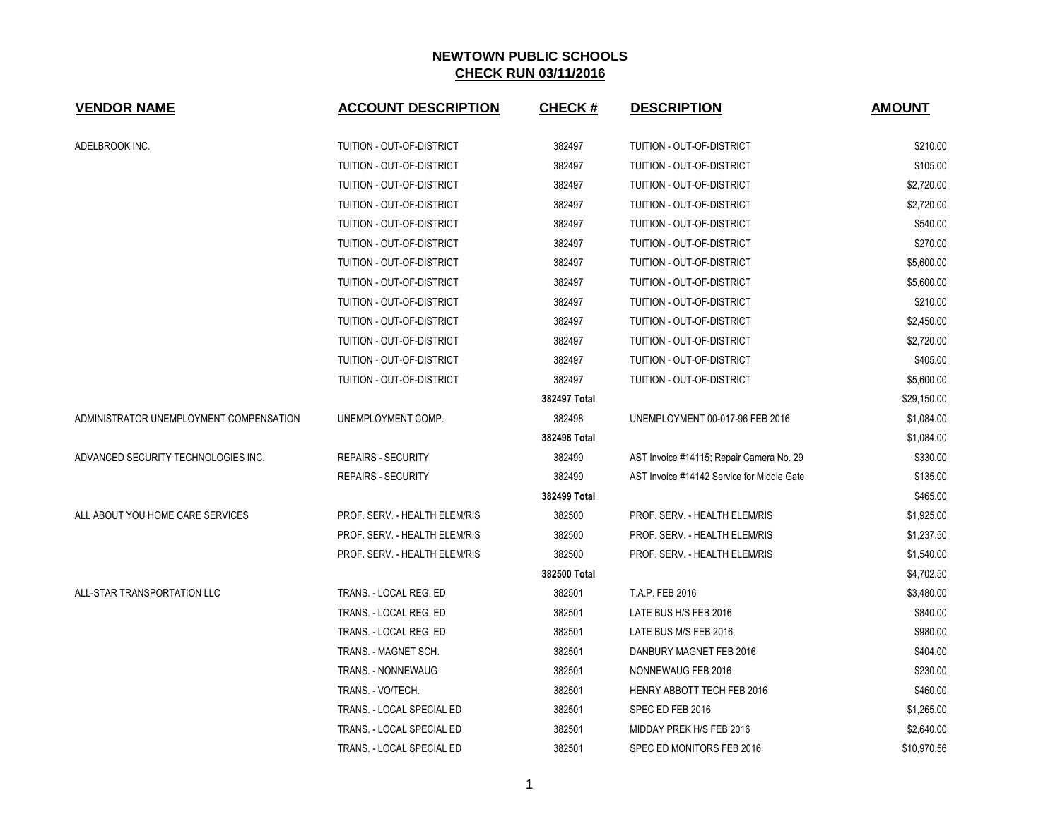# NEWTOWN PUBLIC SCHOOLS
## CHECK RUN 03/11/2016

| VENDOR NAME | ACCOUNT DESCRIPTION | CHECK # | DESCRIPTION | AMOUNT |
|---|---|---|---|---|
| ADELBROOK INC. | TUITION - OUT-OF-DISTRICT | 382497 | TUITION - OUT-OF-DISTRICT | $210.00 |
| | TUITION - OUT-OF-DISTRICT | 382497 | TUITION - OUT-OF-DISTRICT | $105.00 |
| | TUITION - OUT-OF-DISTRICT | 382497 | TUITION - OUT-OF-DISTRICT | $2,720.00 |
| | TUITION - OUT-OF-DISTRICT | 382497 | TUITION - OUT-OF-DISTRICT | $2,720.00 |
| | TUITION - OUT-OF-DISTRICT | 382497 | TUITION - OUT-OF-DISTRICT | $540.00 |
| | TUITION - OUT-OF-DISTRICT | 382497 | TUITION - OUT-OF-DISTRICT | $270.00 |
| | TUITION - OUT-OF-DISTRICT | 382497 | TUITION - OUT-OF-DISTRICT | $5,600.00 |
| | TUITION - OUT-OF-DISTRICT | 382497 | TUITION - OUT-OF-DISTRICT | $5,600.00 |
| | TUITION - OUT-OF-DISTRICT | 382497 | TUITION - OUT-OF-DISTRICT | $210.00 |
| | TUITION - OUT-OF-DISTRICT | 382497 | TUITION - OUT-OF-DISTRICT | $2,450.00 |
| | TUITION - OUT-OF-DISTRICT | 382497 | TUITION - OUT-OF-DISTRICT | $2,720.00 |
| | TUITION - OUT-OF-DISTRICT | 382497 | TUITION - OUT-OF-DISTRICT | $405.00 |
| | TUITION - OUT-OF-DISTRICT | 382497 | TUITION - OUT-OF-DISTRICT | $5,600.00 |
| | | **382497 Total** | | $29,150.00 |
| ADMINISTRATOR UNEMPLOYMENT COMPENSATION | UNEMPLOYMENT COMP. | 382498 | UNEMPLOYMENT 00-017-96 FEB 2016 | $1,084.00 |
| | | **382498 Total** | | $1,084.00 |
| ADVANCED SECURITY TECHNOLOGIES INC. | REPAIRS - SECURITY | 382499 | AST Invoice #14115; Repair Camera No. 29 | $330.00 |
| | REPAIRS - SECURITY | 382499 | AST Invoice #14142 Service for Middle Gate | $135.00 |
| | | **382499 Total** | | $465.00 |
| ALL ABOUT YOU HOME CARE SERVICES | PROF. SERV. - HEALTH ELEM/RIS | 382500 | PROF. SERV. - HEALTH ELEM/RIS | $1,925.00 |
| | PROF. SERV. - HEALTH ELEM/RIS | 382500 | PROF. SERV. - HEALTH ELEM/RIS | $1,237.50 |
| | PROF. SERV. - HEALTH ELEM/RIS | 382500 | PROF. SERV. - HEALTH ELEM/RIS | $1,540.00 |
| | | **382500 Total** | | $4,702.50 |
| ALL-STAR TRANSPORTATION LLC | TRANS. - LOCAL REG. ED | 382501 | T.A.P. FEB 2016 | $3,480.00 |
| | TRANS. - LOCAL REG. ED | 382501 | LATE BUS H/S FEB 2016 | $840.00 |
| | TRANS. - LOCAL REG. ED | 382501 | LATE BUS M/S FEB 2016 | $980.00 |
| | TRANS. - MAGNET SCH. | 382501 | DANBURY MAGNET FEB 2016 | $404.00 |
| | TRANS. - NONNEWAUG | 382501 | NONNEWAUG FEB 2016 | $230.00 |
| | TRANS. - VO/TECH. | 382501 | HENRY ABBOTT TECH FEB 2016 | $460.00 |
| | TRANS. - LOCAL SPECIAL ED | 382501 | SPEC ED FEB 2016 | $1,265.00 |
| | TRANS. - LOCAL SPECIAL ED | 382501 | MIDDAY PREK H/S FEB 2016 | $2,640.00 |
| | TRANS. - LOCAL SPECIAL ED | 382501 | SPEC ED MONITORS FEB 2016 | $10,970.56 |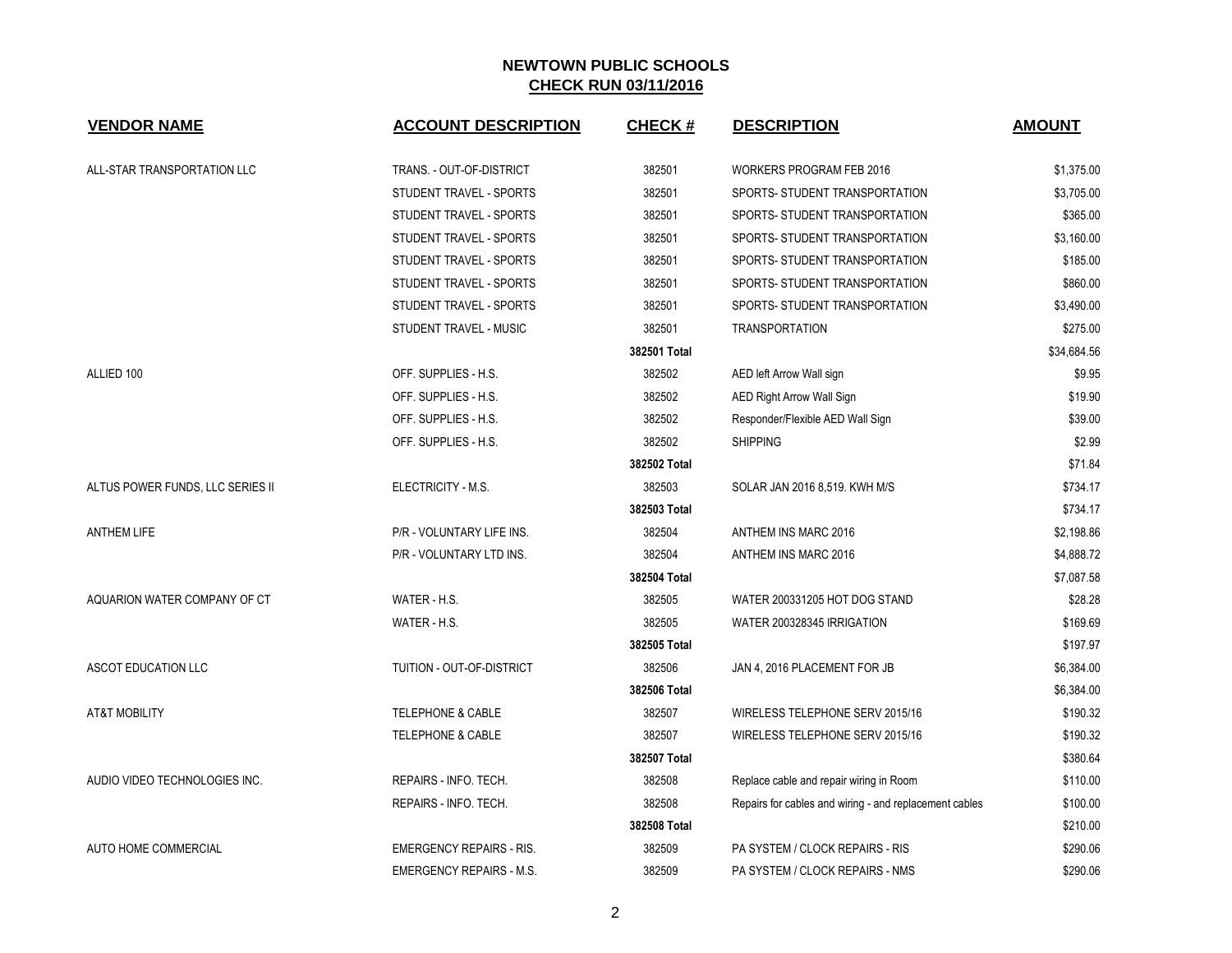**NEWTOWN PUBLIC SCHOOLS**
**CHECK RUN 03/11/2016**

| VENDOR NAME | ACCOUNT DESCRIPTION | CHECK # | DESCRIPTION | AMOUNT |
|---|---|---|---|---|
| ALL-STAR TRANSPORTATION LLC | TRANS. - OUT-OF-DISTRICT | 382501 | WORKERS PROGRAM FEB 2016 | $1,375.00 |
| | STUDENT TRAVEL - SPORTS | 382501 | SPORTS- STUDENT TRANSPORTATION | $3,705.00 |
| | STUDENT TRAVEL - SPORTS | 382501 | SPORTS- STUDENT TRANSPORTATION | $365.00 |
| | STUDENT TRAVEL - SPORTS | 382501 | SPORTS- STUDENT TRANSPORTATION | $3,160.00 |
| | STUDENT TRAVEL - SPORTS | 382501 | SPORTS- STUDENT TRANSPORTATION | $185.00 |
| | STUDENT TRAVEL - SPORTS | 382501 | SPORTS- STUDENT TRANSPORTATION | $860.00 |
| | STUDENT TRAVEL - SPORTS | 382501 | SPORTS- STUDENT TRANSPORTATION | $3,490.00 |
| | STUDENT TRAVEL - MUSIC | 382501 | TRANSPORTATION | $275.00 |
| | | **382501 Total** | | $34,684.56 |
| ALLIED 100 | OFF. SUPPLIES - H.S. | 382502 | AED left Arrow Wall sign | $9.95 |
| | OFF. SUPPLIES - H.S. | 382502 | AED Right Arrow Wall Sign | $19.90 |
| | OFF. SUPPLIES - H.S. | 382502 | Responder/Flexible AED Wall Sign | $39.00 |
| | OFF. SUPPLIES - H.S. | 382502 | SHIPPING | $2.99 |
| | | **382502 Total** | | $71.84 |
| ALTUS POWER FUNDS, LLC SERIES II | ELECTRICITY - M.S. | 382503 | SOLAR JAN 2016 8,519. KWH M/S | $734.17 |
| | | **382503 Total** | | $734.17 |
| ANTHEM LIFE | P/R - VOLUNTARY LIFE INS. | 382504 | ANTHEM INS MARC 2016 | $2,198.86 |
| | P/R - VOLUNTARY LTD INS. | 382504 | ANTHEM INS MARC 2016 | $4,888.72 |
| | | **382504 Total** | | $7,087.58 |
| AQUARION WATER COMPANY OF CT | WATER - H.S. | 382505 | WATER 200331205 HOT DOG STAND | $28.28 |
| | WATER - H.S. | 382505 | WATER 200328345 IRRIGATION | $169.69 |
| | | **382505 Total** | | $197.97 |
| ASCOT EDUCATION LLC | TUITION - OUT-OF-DISTRICT | 382506 | JAN 4, 2016 PLACEMENT FOR JB | $6,384.00 |
| | | **382506 Total** | | $6,384.00 |
| AT&T MOBILITY | TELEPHONE & CABLE | 382507 | WIRELESS TELEPHONE SERV 2015/16 | $190.32 |
| | TELEPHONE & CABLE | 382507 | WIRELESS TELEPHONE SERV 2015/16 | $190.32 |
| | | **382507 Total** | | $380.64 |
| AUDIO VIDEO TECHNOLOGIES INC. | REPAIRS - INFO. TECH. | 382508 | Replace cable and repair wiring in Room | $110.00 |
| | REPAIRS - INFO. TECH. | 382508 | Repairs for cables and wiring - and replacement cables | $100.00 |
| | | **382508 Total** | | $210.00 |
| AUTO HOME COMMERCIAL | EMERGENCY REPAIRS - RIS. | 382509 | PA SYSTEM / CLOCK REPAIRS - RIS | $290.06 |
| | EMERGENCY REPAIRS - M.S. | 382509 | PA SYSTEM / CLOCK REPAIRS - NMS | $290.06 |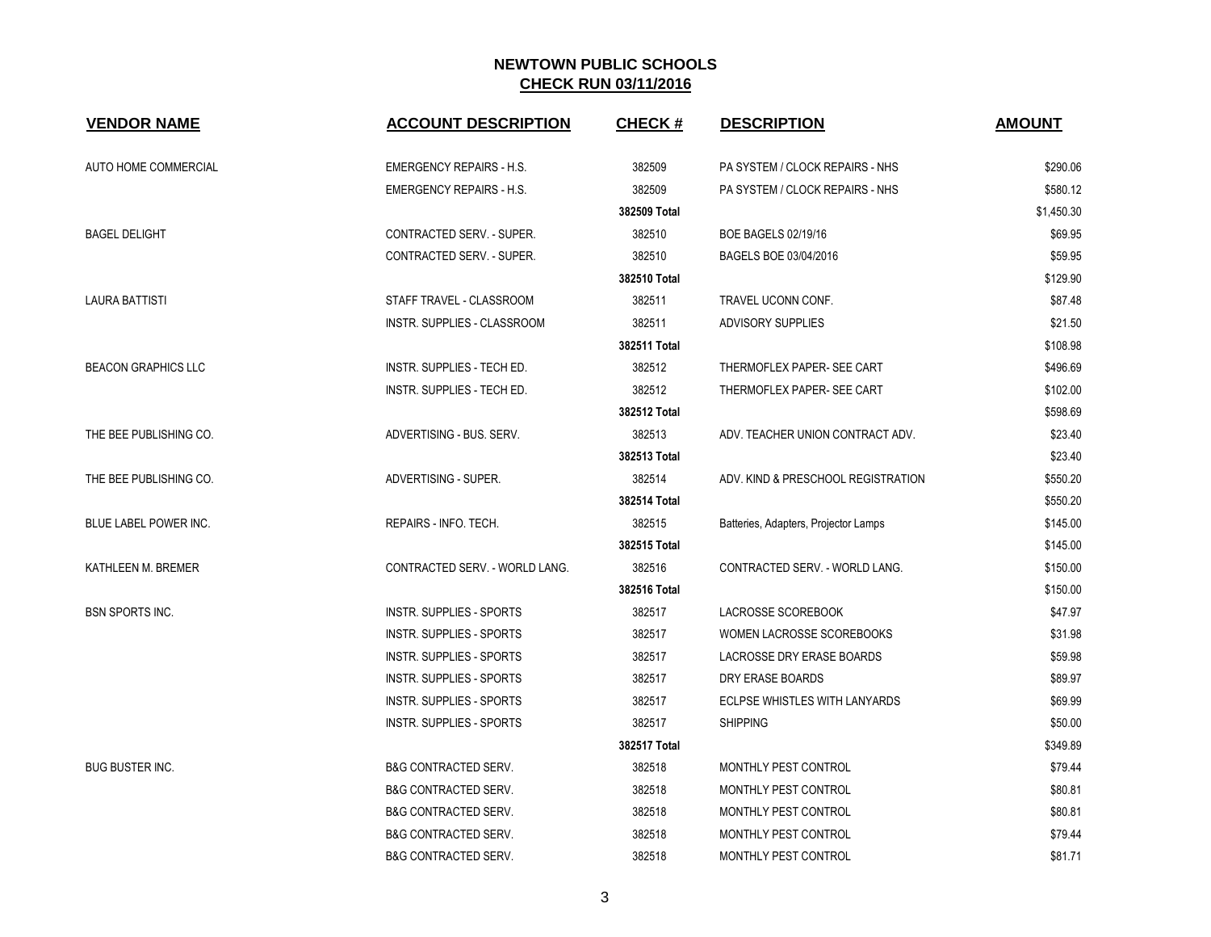# NEWTOWN PUBLIC SCHOOLS

## CHECK RUN 03/11/2016

| VENDOR NAME | ACCOUNT DESCRIPTION | CHECK # | DESCRIPTION | AMOUNT |
|---|---|---|---|---|
| AUTO HOME COMMERCIAL | EMERGENCY REPAIRS - H.S. | 382509 | PA SYSTEM / CLOCK REPAIRS - NHS | $290.06 |
| | EMERGENCY REPAIRS - H.S. | 382509 | PA SYSTEM / CLOCK REPAIRS - NHS | $580.12 |
| | | **382509 Total** | | $1,450.30 |
| BAGEL DELIGHT | CONTRACTED SERV. - SUPER. | 382510 | BOE BAGELS 02/19/16 | $69.95 |
| | CONTRACTED SERV. - SUPER. | 382510 | BAGELS BOE 03/04/2016 | $59.95 |
| | | **382510 Total** | | $129.90 |
| LAURA BATTISTI | STAFF TRAVEL - CLASSROOM | 382511 | TRAVEL UCONN CONF. | $87.48 |
| | INSTR. SUPPLIES - CLASSROOM | 382511 | ADVISORY SUPPLIES | $21.50 |
| | | **382511 Total** | | $108.98 |
| BEACON GRAPHICS LLC | INSTR. SUPPLIES - TECH ED. | 382512 | THERMOFLEX PAPER- SEE CART | $496.69 |
| | INSTR. SUPPLIES - TECH ED. | 382512 | THERMOFLEX PAPER- SEE CART | $102.00 |
| | | **382512 Total** | | $598.69 |
| THE BEE PUBLISHING CO. | ADVERTISING - BUS. SERV. | 382513 | ADV. TEACHER UNION CONTRACT ADV. | $23.40 |
| | | **382513 Total** | | $23.40 |
| THE BEE PUBLISHING CO. | ADVERTISING - SUPER. | 382514 | ADV. KIND & PRESCHOOL REGISTRATION | $550.20 |
| | | **382514 Total** | | $550.20 |
| BLUE LABEL POWER INC. | REPAIRS - INFO. TECH. | 382515 | Batteries, Adapters, Projector Lamps | $145.00 |
| | | **382515 Total** | | $145.00 |
| KATHLEEN M. BREMER | CONTRACTED SERV. - WORLD LANG. | 382516 | CONTRACTED SERV. - WORLD LANG. | $150.00 |
| | | **382516 Total** | | $150.00 |
| BSN SPORTS INC. | INSTR. SUPPLIES - SPORTS | 382517 | LACROSSE SCOREBOOK | $47.97 |
| | INSTR. SUPPLIES - SPORTS | 382517 | WOMEN LACROSSE SCOREBOOKS | $31.98 |
| | INSTR. SUPPLIES - SPORTS | 382517 | LACROSSE DRY ERASE BOARDS | $59.98 |
| | INSTR. SUPPLIES - SPORTS | 382517 | DRY ERASE BOARDS | $89.97 |
| | INSTR. SUPPLIES - SPORTS | 382517 | ECLPSE WHISTLES WITH LANYARDS | $69.99 |
| | INSTR. SUPPLIES - SPORTS | 382517 | SHIPPING | $50.00 |
| | | **382517 Total** | | $349.89 |
| BUG BUSTER INC. | B&G CONTRACTED SERV. | 382518 | MONTHLY PEST CONTROL | $79.44 |
| | B&G CONTRACTED SERV. | 382518 | MONTHLY PEST CONTROL | $80.81 |
| | B&G CONTRACTED SERV. | 382518 | MONTHLY PEST CONTROL | $80.81 |
| | B&G CONTRACTED SERV. | 382518 | MONTHLY PEST CONTROL | $79.44 |
| | B&G CONTRACTED SERV. | 382518 | MONTHLY PEST CONTROL | $81.71 |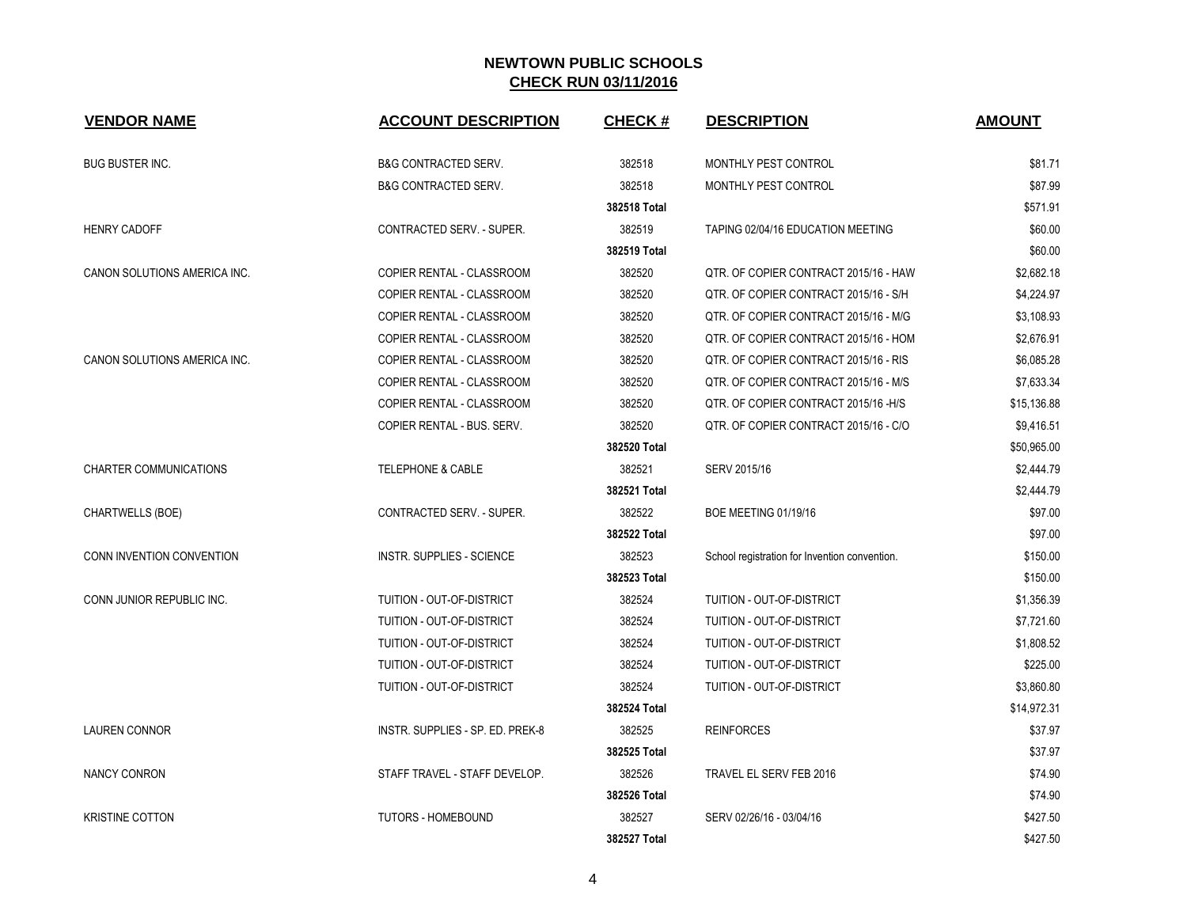## NEWTOWN PUBLIC SCHOOLS
## CHECK RUN 03/11/2016

| VENDOR NAME | ACCOUNT DESCRIPTION | CHECK # | DESCRIPTION | AMOUNT |
|---|---|---|---|---|
| BUG BUSTER INC. | B&G CONTRACTED SERV. | 382518 | MONTHLY PEST CONTROL | $81.71 |
| | B&G CONTRACTED SERV. | 382518 | MONTHLY PEST CONTROL | $87.99 |
| | | 382518 Total | | $571.91 |
| HENRY CADOFF | CONTRACTED SERV. - SUPER. | 382519 | TAPING 02/04/16 EDUCATION MEETING | $60.00 |
| | | 382519 Total | | $60.00 |
| CANON SOLUTIONS AMERICA INC. | COPIER RENTAL - CLASSROOM | 382520 | QTR. OF COPIER CONTRACT 2015/16 - HAW | $2,682.18 |
| | COPIER RENTAL - CLASSROOM | 382520 | QTR. OF COPIER CONTRACT 2015/16 - S/H | $4,224.97 |
| | COPIER RENTAL - CLASSROOM | 382520 | QTR. OF COPIER CONTRACT 2015/16 - M/G | $3,108.93 |
| | COPIER RENTAL - CLASSROOM | 382520 | QTR. OF COPIER CONTRACT 2015/16 - HOM | $2,676.91 |
| CANON SOLUTIONS AMERICA INC. | COPIER RENTAL - CLASSROOM | 382520 | QTR. OF COPIER CONTRACT 2015/16 - RIS | $6,085.28 |
| | COPIER RENTAL - CLASSROOM | 382520 | QTR. OF COPIER CONTRACT 2015/16 - M/S | $7,633.34 |
| | COPIER RENTAL - CLASSROOM | 382520 | QTR. OF COPIER CONTRACT 2015/16 -H/S | $15,136.88 |
| | COPIER RENTAL - BUS. SERV. | 382520 | QTR. OF COPIER CONTRACT 2015/16 - C/O | $9,416.51 |
| | | 382520 Total | | $50,965.00 |
| CHARTER COMMUNICATIONS | TELEPHONE & CABLE | 382521 | SERV 2015/16 | $2,444.79 |
| | | 382521 Total | | $2,444.79 |
| CHARTWELLS (BOE) | CONTRACTED SERV. - SUPER. | 382522 | BOE MEETING 01/19/16 | $97.00 |
| | | 382522 Total | | $97.00 |
| CONN INVENTION CONVENTION | INSTR. SUPPLIES - SCIENCE | 382523 | School registration for Invention convention. | $150.00 |
| | | 382523 Total | | $150.00 |
| CONN JUNIOR REPUBLIC INC. | TUITION - OUT-OF-DISTRICT | 382524 | TUITION - OUT-OF-DISTRICT | $1,356.39 |
| | TUITION - OUT-OF-DISTRICT | 382524 | TUITION - OUT-OF-DISTRICT | $7,721.60 |
| | TUITION - OUT-OF-DISTRICT | 382524 | TUITION - OUT-OF-DISTRICT | $1,808.52 |
| | TUITION - OUT-OF-DISTRICT | 382524 | TUITION - OUT-OF-DISTRICT | $225.00 |
| | TUITION - OUT-OF-DISTRICT | 382524 | TUITION - OUT-OF-DISTRICT | $3,860.80 |
| | | 382524 Total | | $14,972.31 |
| LAUREN CONNOR | INSTR. SUPPLIES - SP. ED. PREK-8 | 382525 | REINFORCES | $37.97 |
| | | 382525 Total | | $37.97 |
| NANCY CONRON | STAFF TRAVEL - STAFF DEVELOP. | 382526 | TRAVEL EL SERV FEB 2016 | $74.90 |
| | | 382526 Total | | $74.90 |
| KRISTINE COTTON | TUTORS - HOMEBOUND | 382527 | SERV 02/26/16 - 03/04/16 | $427.50 |
| | | 382527 Total | | $427.50 |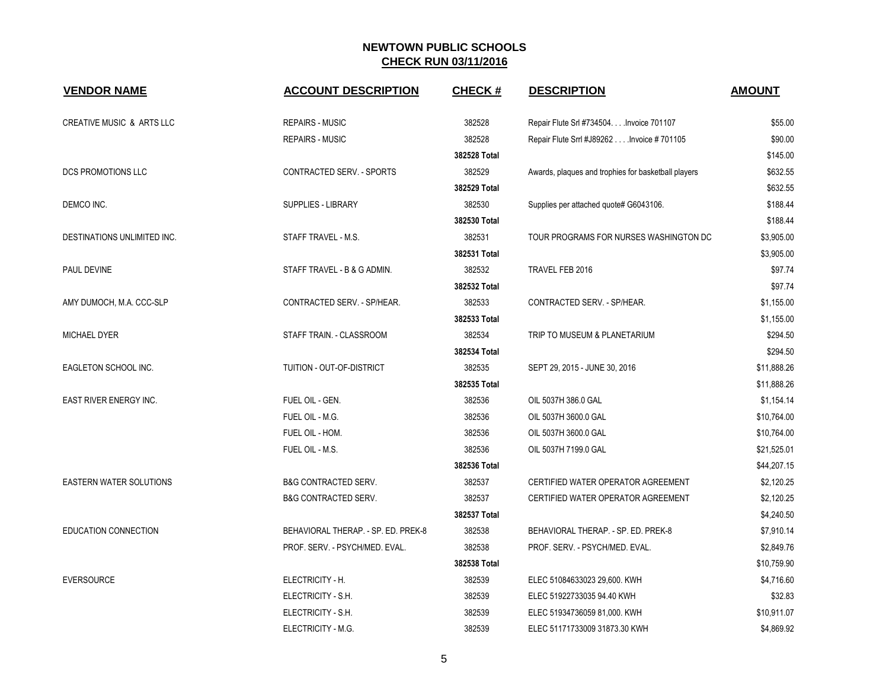# NEWTOWN PUBLIC SCHOOLS

## CHECK RUN 03/11/2016

| VENDOR NAME | ACCOUNT DESCRIPTION | CHECK # | DESCRIPTION | AMOUNT |
|---|---|---|---|---|
| CREATIVE MUSIC & ARTS LLC | REPAIRS - MUSIC | 382528 | Repair Flute Srl #734504. . . .Invoice 701107 | $55.00 |
| | REPAIRS - MUSIC | 382528 | Repair Flute Srrl #J89262 . . . .Invoice # 701105 | $90.00 |
| | | 382528 Total | | $145.00 |
| DCS PROMOTIONS LLC | CONTRACTED SERV. - SPORTS | 382529 | Awards, plaques and trophies for basketball players | $632.55 |
| | | 382529 Total | | $632.55 |
| DEMCO INC. | SUPPLIES - LIBRARY | 382530 | Supplies per attached quote# G6043106. | $188.44 |
| | | 382530 Total | | $188.44 |
| DESTINATIONS UNLIMITED INC. | STAFF TRAVEL - M.S. | 382531 | TOUR PROGRAMS FOR NURSES WASHINGTON DC | $3,905.00 |
| | | 382531 Total | | $3,905.00 |
| PAUL DEVINE | STAFF TRAVEL - B & G ADMIN. | 382532 | TRAVEL FEB 2016 | $97.74 |
| | | 382532 Total | | $97.74 |
| AMY DUMOCH, M.A. CCC-SLP | CONTRACTED SERV. - SP/HEAR. | 382533 | CONTRACTED SERV. - SP/HEAR. | $1,155.00 |
| | | 382533 Total | | $1,155.00 |
| MICHAEL DYER | STAFF TRAIN. - CLASSROOM | 382534 | TRIP TO MUSEUM & PLANETARIUM | $294.50 |
| | | 382534 Total | | $294.50 |
| EAGLETON SCHOOL INC. | TUITION - OUT-OF-DISTRICT | 382535 | SEPT 29, 2015 - JUNE 30, 2016 | $11,888.26 |
| | | 382535 Total | | $11,888.26 |
| EAST RIVER ENERGY INC. | FUEL OIL - GEN. | 382536 | OIL 5037H 386.0 GAL | $1,154.14 |
| | FUEL OIL - M.G. | 382536 | OIL 5037H 3600.0 GAL | $10,764.00 |
| | FUEL OIL - HOM. | 382536 | OIL 5037H 3600.0 GAL | $10,764.00 |
| | FUEL OIL - M.S. | 382536 | OIL 5037H 7199.0 GAL | $21,525.01 |
| | | 382536 Total | | $44,207.15 |
| EASTERN WATER SOLUTIONS | B&G CONTRACTED SERV. | 382537 | CERTIFIED WATER OPERATOR AGREEMENT | $2,120.25 |
| | B&G CONTRACTED SERV. | 382537 | CERTIFIED WATER OPERATOR AGREEMENT | $2,120.25 |
| | | 382537 Total | | $4,240.50 |
| EDUCATION CONNECTION | BEHAVIORAL THERAP. - SP. ED. PREK-8 | 382538 | BEHAVIORAL THERAP. - SP. ED. PREK-8 | $7,910.14 |
| | PROF. SERV. - PSYCH/MED. EVAL. | 382538 | PROF. SERV. - PSYCH/MED. EVAL. | $2,849.76 |
| | | 382538 Total | | $10,759.90 |
| EVERSOURCE | ELECTRICITY - H. | 382539 | ELEC 51084633023 29,600. KWH | $4,716.60 |
| | ELECTRICITY - S.H. | 382539 | ELEC 51922733035 94.40 KWH | $32.83 |
| | ELECTRICITY - S.H. | 382539 | ELEC 51934736059 81,000. KWH | $10,911.07 |
| | ELECTRICITY - M.G. | 382539 | ELEC 51171733009 31873.30 KWH | $4,869.92 |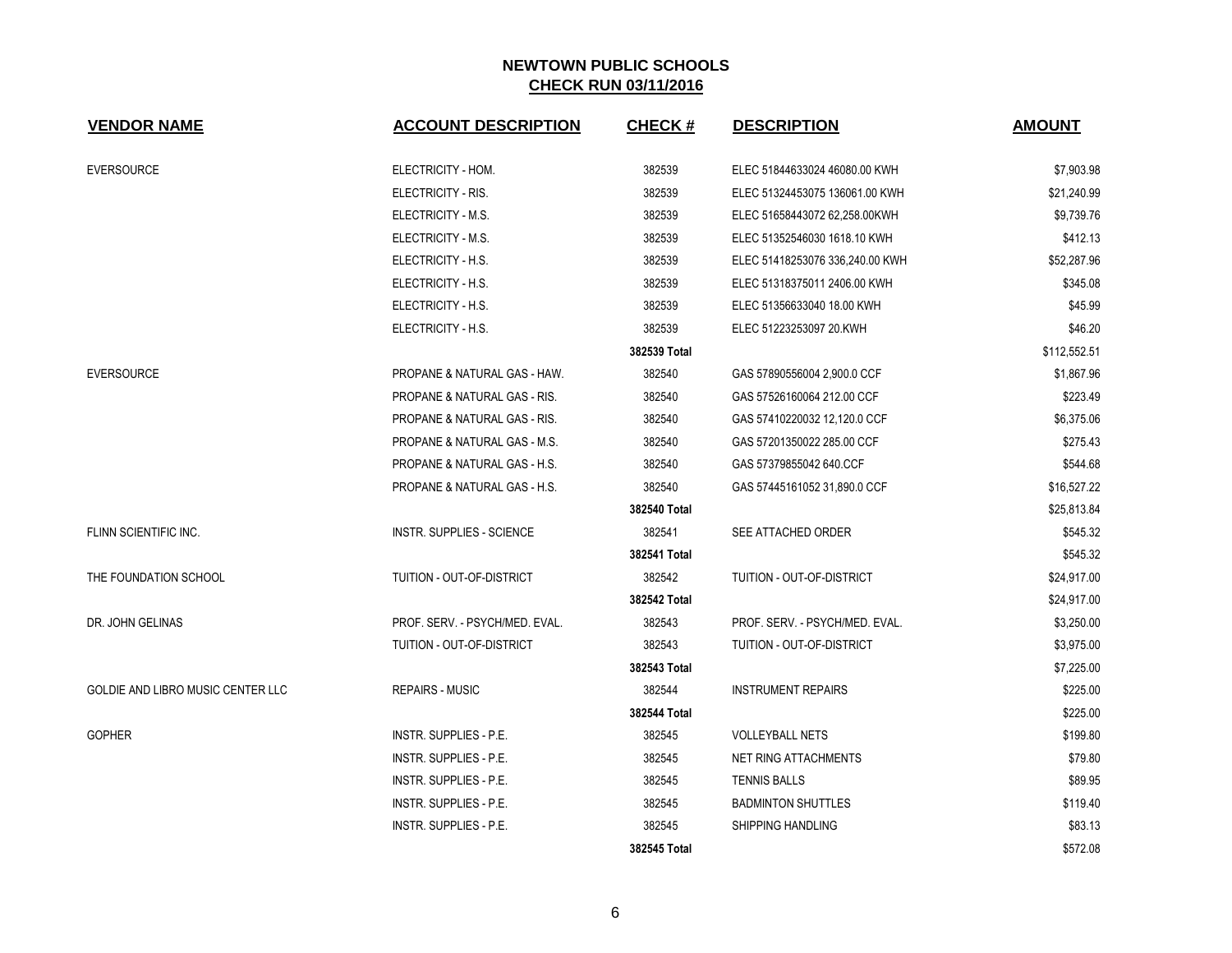# NEWTOWN PUBLIC SCHOOLS

## CHECK RUN 03/11/2016

| VENDOR NAME | ACCOUNT DESCRIPTION | CHECK # | DESCRIPTION | AMOUNT |
|---|---|---|---|---|
| EVERSOURCE | ELECTRICITY - HOM. | 382539 | ELEC 51844633024 46080.00 KWH | $7,903.98 |
| | ELECTRICITY - RIS. | 382539 | ELEC 51324453075 136061.00 KWH | $21,240.99 |
| | ELECTRICITY - M.S. | 382539 | ELEC 51658443072 62,258.00KWH | $9,739.76 |
| | ELECTRICITY - M.S. | 382539 | ELEC 51352546030 1618.10 KWH | $412.13 |
| | ELECTRICITY - H.S. | 382539 | ELEC 51418253076 336,240.00 KWH | $52,287.96 |
| | ELECTRICITY - H.S. | 382539 | ELEC 51318375011 2406.00 KWH | $345.08 |
| | ELECTRICITY - H.S. | 382539 | ELEC 51356633040 18.00 KWH | $45.99 |
| | ELECTRICITY - H.S. | 382539 | ELEC 51223253097 20.KWH | $46.20 |
| | | **382539 Total** | | $112,552.51 |
| EVERSOURCE | PROPANE & NATURAL GAS - HAW. | 382540 | GAS 57890556004 2,900.0 CCF | $1,867.96 |
| | PROPANE & NATURAL GAS - RIS. | 382540 | GAS 57526160064 212.00 CCF | $223.49 |
| | PROPANE & NATURAL GAS - RIS. | 382540 | GAS 57410220032 12,120.0 CCF | $6,375.06 |
| | PROPANE & NATURAL GAS - M.S. | 382540 | GAS 57201350022 285.00 CCF | $275.43 |
| | PROPANE & NATURAL GAS - H.S. | 382540 | GAS 57379855042 640.CCF | $544.68 |
| | PROPANE & NATURAL GAS - H.S. | 382540 | GAS 57445161052 31,890.0 CCF | $16,527.22 |
| | | **382540 Total** | | $25,813.84 |
| FLINN SCIENTIFIC INC. | INSTR. SUPPLIES - SCIENCE | 382541 | SEE ATTACHED ORDER | $545.32 |
| | | **382541 Total** | | $545.32 |
| THE FOUNDATION SCHOOL | TUITION - OUT-OF-DISTRICT | 382542 | TUITION - OUT-OF-DISTRICT | $24,917.00 |
| | | **382542 Total** | | $24,917.00 |
| DR. JOHN GELINAS | PROF. SERV. - PSYCH/MED. EVAL. | 382543 | PROF. SERV. - PSYCH/MED. EVAL. | $3,250.00 |
| | TUITION - OUT-OF-DISTRICT | 382543 | TUITION - OUT-OF-DISTRICT | $3,975.00 |
| | | **382543 Total** | | $7,225.00 |
| GOLDIE AND LIBRO MUSIC CENTER LLC | REPAIRS - MUSIC | 382544 | INSTRUMENT REPAIRS | $225.00 |
| | | **382544 Total** | | $225.00 |
| GOPHER | INSTR. SUPPLIES - P.E. | 382545 | VOLLEYBALL NETS | $199.80 |
| | INSTR. SUPPLIES - P.E. | 382545 | NET RING ATTACHMENTS | $79.80 |
| | INSTR. SUPPLIES - P.E. | 382545 | TENNIS BALLS | $89.95 |
| | INSTR. SUPPLIES - P.E. | 382545 | BADMINTON SHUTTLES | $119.40 |
| | INSTR. SUPPLIES - P.E. | 382545 | SHIPPING HANDLING | $83.13 |
| | | **382545 Total** | | $572.08 |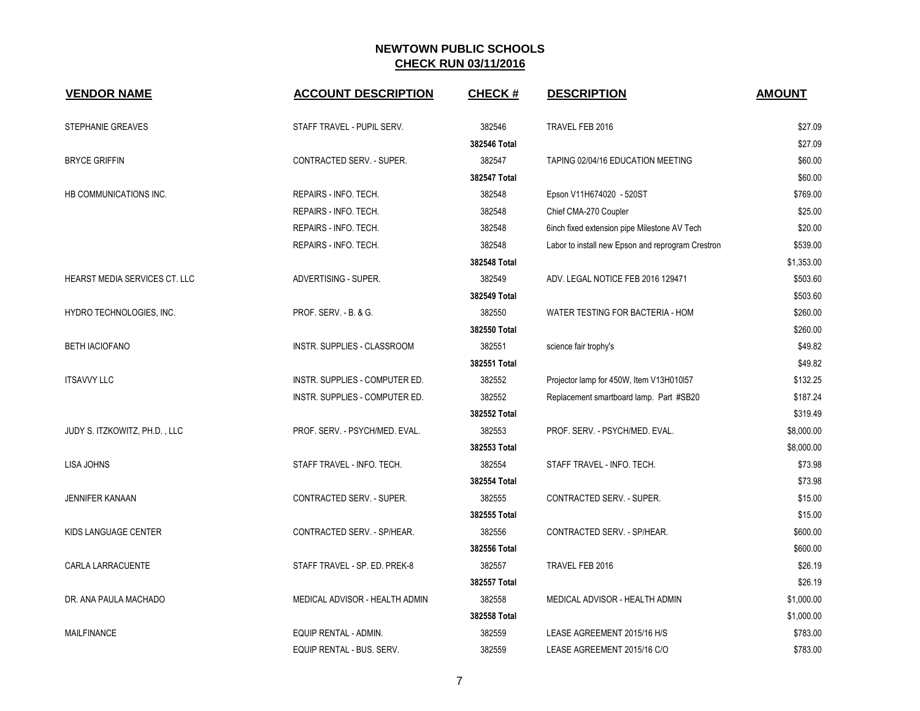# NEWTOWN PUBLIC SCHOOLS
## CHECK RUN 03/11/2016

| VENDOR NAME | ACCOUNT DESCRIPTION | CHECK # | DESCRIPTION | AMOUNT |
|---|---|---|---|---|
| STEPHANIE GREAVES | STAFF TRAVEL - PUPIL SERV. | 382546 | TRAVEL FEB 2016 | $27.09 |
| | | **382546 Total** | | $27.09 |
| BRYCE GRIFFIN | CONTRACTED SERV. - SUPER. | 382547 | TAPING 02/04/16 EDUCATION MEETING | $60.00 |
| | | **382547 Total** | | $60.00 |
| HB COMMUNICATIONS INC. | REPAIRS - INFO. TECH. | 382548 | Epson V11H674020 - 520ST | $769.00 |
| | REPAIRS - INFO. TECH. | 382548 | Chief CMA-270 Coupler | $25.00 |
| | REPAIRS - INFO. TECH. | 382548 | 6inch fixed extension pipe Milestone AV Tech | $20.00 |
| | REPAIRS - INFO. TECH. | 382548 | Labor to install new Epson and reprogram Crestron | $539.00 |
| | | **382548 Total** | | $1,353.00 |
| HEARST MEDIA SERVICES CT. LLC | ADVERTISING - SUPER. | 382549 | ADV. LEGAL NOTICE FEB 2016 129471 | $503.60 |
| | | **382549 Total** | | $503.60 |
| HYDRO TECHNOLOGIES, INC. | PROF. SERV. - B. & G. | 382550 | WATER TESTING FOR BACTERIA - HOM | $260.00 |
| | | **382550 Total** | | $260.00 |
| BETH IACIOFANO | INSTR. SUPPLIES - CLASSROOM | 382551 | science fair trophy's | $49.82 |
| | | **382551 Total** | | $49.82 |
| ITSAVVY LLC | INSTR. SUPPLIES - COMPUTER ED. | 382552 | Projector lamp for 450W, Item V13H010l57 | $132.25 |
| | INSTR. SUPPLIES - COMPUTER ED. | 382552 | Replacement smartboard lamp. Part #SB20 | $187.24 |
| | | **382552 Total** | | $319.49 |
| JUDY S. ITZKOWITZ, PH.D. , LLC | PROF. SERV. - PSYCH/MED. EVAL. | 382553 | PROF. SERV. - PSYCH/MED. EVAL. | $8,000.00 |
| | | **382553 Total** | | $8,000.00 |
| LISA JOHNS | STAFF TRAVEL - INFO. TECH. | 382554 | STAFF TRAVEL - INFO. TECH. | $73.98 |
| | | **382554 Total** | | $73.98 |
| JENNIFER KANAAN | CONTRACTED SERV. - SUPER. | 382555 | CONTRACTED SERV. - SUPER. | $15.00 |
| | | **382555 Total** | | $15.00 |
| KIDS LANGUAGE CENTER | CONTRACTED SERV. - SP/HEAR. | 382556 | CONTRACTED SERV. - SP/HEAR. | $600.00 |
| | | **382556 Total** | | $600.00 |
| CARLA LARRACUENTE | STAFF TRAVEL - SP. ED. PREK-8 | 382557 | TRAVEL FEB 2016 | $26.19 |
| | | **382557 Total** | | $26.19 |
| DR. ANA PAULA MACHADO | MEDICAL ADVISOR - HEALTH ADMIN | 382558 | MEDICAL ADVISOR - HEALTH ADMIN | $1,000.00 |
| | | **382558 Total** | | $1,000.00 |
| MAILFINANCE | EQUIP RENTAL - ADMIN. | 382559 | LEASE AGREEMENT 2015/16 H/S | $783.00 |
| | EQUIP RENTAL - BUS. SERV. | 382559 | LEASE AGREEMENT 2015/16 C/O | $783.00 |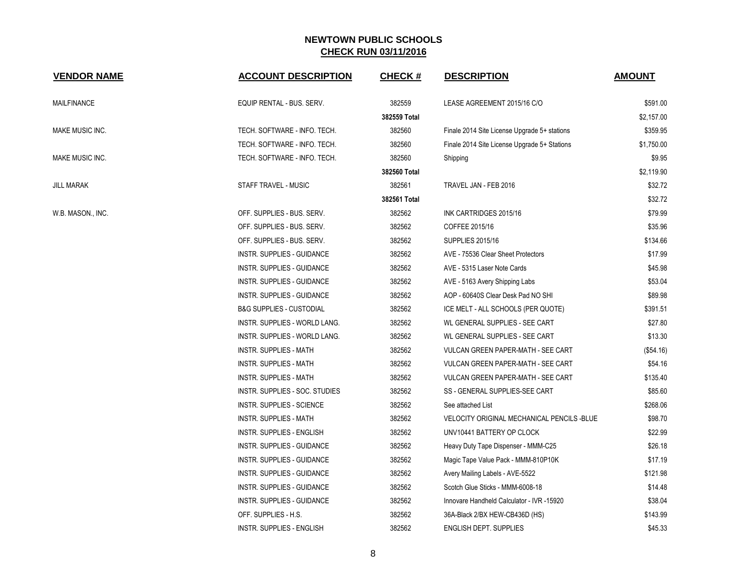**NEWTOWN PUBLIC SCHOOLS**
**CHECK RUN 03/11/2016**

| VENDOR NAME | ACCOUNT DESCRIPTION | CHECK # | DESCRIPTION | AMOUNT |
|---|---|---|---|---|
| MAILFINANCE | EQUIP RENTAL - BUS. SERV. | 382559 | LEASE AGREEMENT 2015/16 C/O | $591.00 |
| | | **382559 Total** | | $2,157.00 |
| MAKE MUSIC INC. | TECH. SOFTWARE - INFO. TECH. | 382560 | Finale 2014 Site License Upgrade 5+ stations | $359.95 |
| | TECH. SOFTWARE - INFO. TECH. | 382560 | Finale 2014 Site License Upgrade 5+ Stations | $1,750.00 |
| MAKE MUSIC INC. | TECH. SOFTWARE - INFO. TECH. | 382560 | Shipping | $9.95 |
| | | **382560 Total** | | $2,119.90 |
| JILL MARAK | STAFF TRAVEL - MUSIC | 382561 | TRAVEL JAN - FEB 2016 | $32.72 |
| | | **382561 Total** | | $32.72 |
| W.B. MASON., INC. | OFF. SUPPLIES - BUS. SERV. | 382562 | INK CARTRIDGES 2015/16 | $79.99 |
| | OFF. SUPPLIES - BUS. SERV. | 382562 | COFFEE 2015/16 | $35.96 |
| | OFF. SUPPLIES - BUS. SERV. | 382562 | SUPPLIES 2015/16 | $134.66 |
| | INSTR. SUPPLIES - GUIDANCE | 382562 | AVE - 75536 Clear Sheet Protectors | $17.99 |
| | INSTR. SUPPLIES - GUIDANCE | 382562 | AVE - 5315 Laser Note Cards | $45.98 |
| | INSTR. SUPPLIES - GUIDANCE | 382562 | AVE - 5163 Avery Shipping Labs | $53.04 |
| | INSTR. SUPPLIES - GUIDANCE | 382562 | AOP - 60640S Clear Desk Pad NO SHI | $89.98 |
| | B&G SUPPLIES - CUSTODIAL | 382562 | ICE MELT - ALL SCHOOLS (PER QUOTE) | $391.51 |
| | INSTR. SUPPLIES - WORLD LANG. | 382562 | WL GENERAL SUPPLIES - SEE CART | $27.80 |
| | INSTR. SUPPLIES - WORLD LANG. | 382562 | WL GENERAL SUPPLIES - SEE CART | $13.30 |
| | INSTR. SUPPLIES - MATH | 382562 | VULCAN GREEN PAPER-MATH - SEE CART | ($54.16) |
| | INSTR. SUPPLIES - MATH | 382562 | VULCAN GREEN PAPER-MATH - SEE CART | $54.16 |
| | INSTR. SUPPLIES - MATH | 382562 | VULCAN GREEN PAPER-MATH - SEE CART | $135.40 |
| | INSTR. SUPPLIES - SOC. STUDIES | 382562 | SS - GENERAL SUPPLIES-SEE CART | $85.60 |
| | INSTR. SUPPLIES - SCIENCE | 382562 | See attached List | $268.06 |
| | INSTR. SUPPLIES - MATH | 382562 | VELOCITY ORIGINAL MECHANICAL PENCILS -BLUE | $98.70 |
| | INSTR. SUPPLIES - ENGLISH | 382562 | UNV10441 BATTERY OP CLOCK | $22.99 |
| | INSTR. SUPPLIES - GUIDANCE | 382562 | Heavy Duty Tape Dispenser - MMM-C25 | $26.18 |
| | INSTR. SUPPLIES - GUIDANCE | 382562 | Magic Tape Value Pack - MMM-810P10K | $17.19 |
| | INSTR. SUPPLIES - GUIDANCE | 382562 | Avery Mailing Labels - AVE-5522 | $121.98 |
| | INSTR. SUPPLIES - GUIDANCE | 382562 | Scotch Glue Sticks - MMM-6008-18 | $14.48 |
| | INSTR. SUPPLIES - GUIDANCE | 382562 | Innovare Handheld Calculator - IVR -15920 | $38.04 |
| | OFF. SUPPLIES - H.S. | 382562 | 36A-Black 2/BX HEW-CB436D (HS) | $143.99 |
| | INSTR. SUPPLIES - ENGLISH | 382562 | ENGLISH DEPT. SUPPLIES | $45.33 |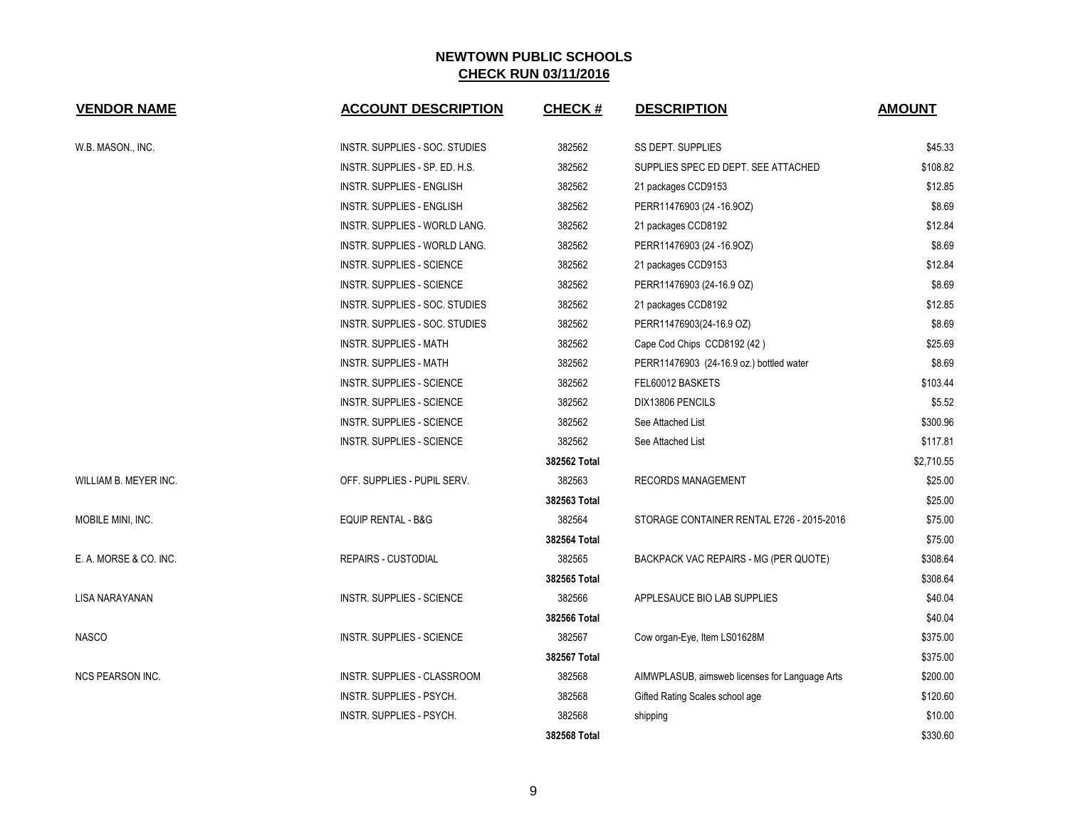# NEWTOWN PUBLIC SCHOOLS

## CHECK RUN 03/11/2016

| VENDOR NAME | ACCOUNT DESCRIPTION | CHECK # | DESCRIPTION | AMOUNT |
|---|---|---|---|---|
| W.B. MASON., INC. | INSTR. SUPPLIES - SOC. STUDIES | 382562 | SS DEPT. SUPPLIES | $45.33 |
| | INSTR. SUPPLIES - SP. ED. H.S. | 382562 | SUPPLIES SPEC ED DEPT. SEE ATTACHED | $108.82 |
| | INSTR. SUPPLIES - ENGLISH | 382562 | 21 packages CCD9153 | $12.85 |
| | INSTR. SUPPLIES - ENGLISH | 382562 | PERR11476903 (24 -16.9OZ) | $8.69 |
| | INSTR. SUPPLIES - WORLD LANG. | 382562 | 21 packages CCD8192 | $12.84 |
| | INSTR. SUPPLIES - WORLD LANG. | 382562 | PERR11476903 (24 -16.9OZ) | $8.69 |
| | INSTR. SUPPLIES - SCIENCE | 382562 | 21 packages CCD9153 | $12.84 |
| | INSTR. SUPPLIES - SCIENCE | 382562 | PERR11476903 (24-16.9 OZ) | $8.69 |
| | INSTR. SUPPLIES - SOC. STUDIES | 382562 | 21 packages CCD8192 | $12.85 |
| | INSTR. SUPPLIES - SOC. STUDIES | 382562 | PERR11476903(24-16.9 OZ) | $8.69 |
| | INSTR. SUPPLIES - MATH | 382562 | Cape Cod Chips CCD8192 (42 ) | $25.69 |
| | INSTR. SUPPLIES - MATH | 382562 | PERR11476903 (24-16.9 oz.) bottled water | $8.69 |
| | INSTR. SUPPLIES - SCIENCE | 382562 | FEL60012 BASKETS | $103.44 |
| | INSTR. SUPPLIES - SCIENCE | 382562 | DIX13806 PENCILS | $5.52 |
| | INSTR. SUPPLIES - SCIENCE | 382562 | See Attached List | $300.96 |
| | INSTR. SUPPLIES - SCIENCE | 382562 | See Attached List | $117.81 |
| | | **382562 Total** | | $2,710.55 |
| WILLIAM B. MEYER INC. | OFF. SUPPLIES - PUPIL SERV. | 382563 | RECORDS MANAGEMENT | $25.00 |
| | | **382563 Total** | | $25.00 |
| MOBILE MINI, INC. | EQUIP RENTAL - B&G | 382564 | STORAGE CONTAINER RENTAL E726 - 2015-2016 | $75.00 |
| | | **382564 Total** | | $75.00 |
| E. A. MORSE & CO. INC. | REPAIRS - CUSTODIAL | 382565 | BACKPACK VAC REPAIRS - MG (PER QUOTE) | $308.64 |
| | | **382565 Total** | | $308.64 |
| LISA NARAYANAN | INSTR. SUPPLIES - SCIENCE | 382566 | APPLESAUCE BIO LAB SUPPLIES | $40.04 |
| | | **382566 Total** | | $40.04 |
| NASCO | INSTR. SUPPLIES - SCIENCE | 382567 | Cow organ-Eye, Item LS01628M | $375.00 |
| | | **382567 Total** | | $375.00 |
| NCS PEARSON INC. | INSTR. SUPPLIES - CLASSROOM | 382568 | AIMWPLASUB, aimsweb licenses for Language Arts | $200.00 |
| | INSTR. SUPPLIES - PSYCH. | 382568 | Gifted Rating Scales school age | $120.60 |
| | INSTR. SUPPLIES - PSYCH. | 382568 | shipping | $10.00 |
| | | **382568 Total** | | $330.60 |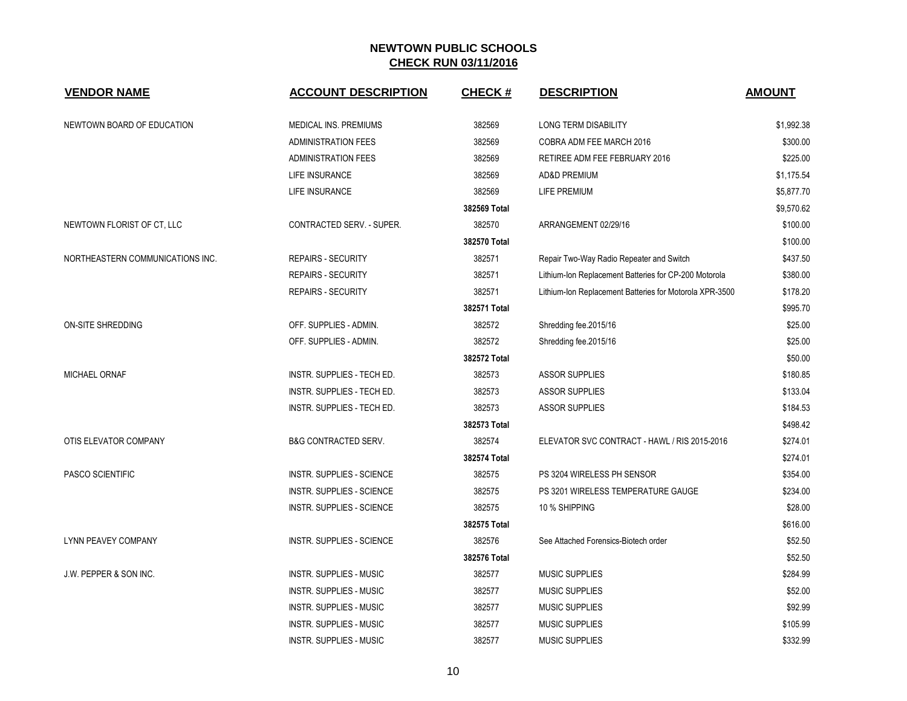## NEWTOWN PUBLIC SCHOOLS
**CHECK RUN 03/11/2016**

| VENDOR NAME | ACCOUNT DESCRIPTION | CHECK # | DESCRIPTION | AMOUNT |
|---|---|---|---|---|
| NEWTOWN BOARD OF EDUCATION | MEDICAL INS. PREMIUMS | 382569 | LONG TERM DISABILITY | $1,992.38 |
| | ADMINISTRATION FEES | 382569 | COBRA ADM FEE MARCH 2016 | $300.00 |
| | ADMINISTRATION FEES | 382569 | RETIREE ADM FEE FEBRUARY 2016 | $225.00 |
| | LIFE INSURANCE | 382569 | AD&D PREMIUM | $1,175.54 |
| | LIFE INSURANCE | 382569 | LIFE PREMIUM | $5,877.70 |
| | | **382569 Total** | | $9,570.62 |
| NEWTOWN FLORIST OF CT, LLC | CONTRACTED SERV. - SUPER. | 382570 | ARRANGEMENT 02/29/16 | $100.00 |
| | | **382570 Total** | | $100.00 |
| NORTHEASTERN COMMUNICATIONS INC. | REPAIRS - SECURITY | 382571 | Repair Two-Way Radio Repeater and Switch | $437.50 |
| | REPAIRS - SECURITY | 382571 | Lithium-Ion Replacement Batteries for CP-200 Motorola | $380.00 |
| | REPAIRS - SECURITY | 382571 | Lithium-Ion Replacement Batteries for Motorola XPR-3500 | $178.20 |
| | | **382571 Total** | | $995.70 |
| ON-SITE SHREDDING | OFF. SUPPLIES - ADMIN. | 382572 | Shredding fee.2015/16 | $25.00 |
| | OFF. SUPPLIES - ADMIN. | 382572 | Shredding fee.2015/16 | $25.00 |
| | | **382572 Total** | | $50.00 |
| MICHAEL ORNAF | INSTR. SUPPLIES - TECH ED. | 382573 | ASSOR SUPPLIES | $180.85 |
| | INSTR. SUPPLIES - TECH ED. | 382573 | ASSOR SUPPLIES | $133.04 |
| | INSTR. SUPPLIES - TECH ED. | 382573 | ASSOR SUPPLIES | $184.53 |
| | | **382573 Total** | | $498.42 |
| OTIS ELEVATOR COMPANY | B&G CONTRACTED SERV. | 382574 | ELEVATOR SVC CONTRACT - HAWL / RIS 2015-2016 | $274.01 |
| | | **382574 Total** | | $274.01 |
| PASCO SCIENTIFIC | INSTR. SUPPLIES - SCIENCE | 382575 | PS 3204 WIRELESS PH SENSOR | $354.00 |
| | INSTR. SUPPLIES - SCIENCE | 382575 | PS 3201 WIRELESS TEMPERATURE GAUGE | $234.00 |
| | INSTR. SUPPLIES - SCIENCE | 382575 | 10 % SHIPPING | $28.00 |
| | | **382575 Total** | | $616.00 |
| LYNN PEAVEY COMPANY | INSTR. SUPPLIES - SCIENCE | 382576 | See Attached Forensics-Biotech order | $52.50 |
| | | **382576 Total** | | $52.50 |
| J.W. PEPPER & SON INC. | INSTR. SUPPLIES - MUSIC | 382577 | MUSIC SUPPLIES | $284.99 |
| | INSTR. SUPPLIES - MUSIC | 382577 | MUSIC SUPPLIES | $52.00 |
| | INSTR. SUPPLIES - MUSIC | 382577 | MUSIC SUPPLIES | $92.99 |
| | INSTR. SUPPLIES - MUSIC | 382577 | MUSIC SUPPLIES | $105.99 |
| | INSTR. SUPPLIES - MUSIC | 382577 | MUSIC SUPPLIES | $332.99 |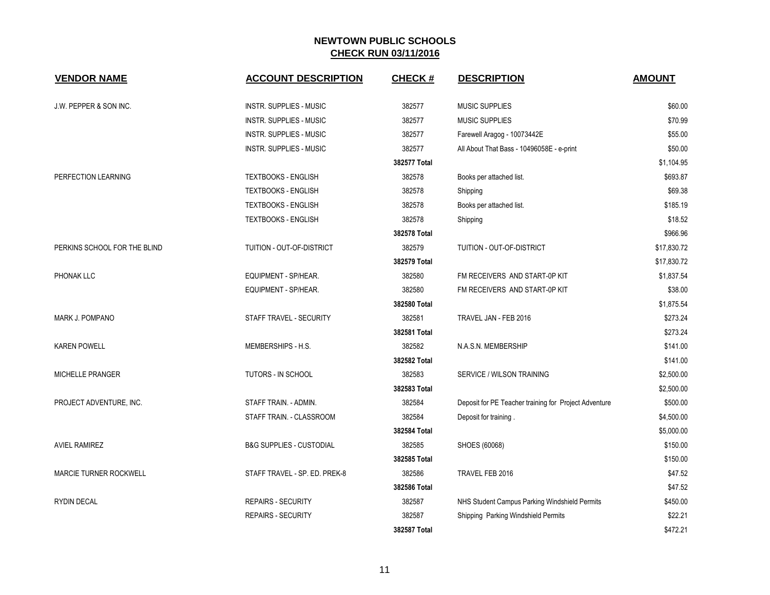# NEWTOWN PUBLIC SCHOOLS
## CHECK RUN 03/11/2016

| VENDOR NAME | ACCOUNT DESCRIPTION | CHECK # | DESCRIPTION | AMOUNT |
|---|---|---|---|---|
| J.W. PEPPER & SON INC. | INSTR. SUPPLIES - MUSIC | 382577 | MUSIC SUPPLIES | $60.00 |
| | INSTR. SUPPLIES - MUSIC | 382577 | MUSIC SUPPLIES | $70.99 |
| | INSTR. SUPPLIES - MUSIC | 382577 | Farewell Aragog - 10073442E | $55.00 |
| | INSTR. SUPPLIES - MUSIC | 382577 | All About That Bass - 10496058E - e-print | $50.00 |
| | | **382577 Total** | | $1,104.95 |
| PERFECTION LEARNING | TEXTBOOKS - ENGLISH | 382578 | Books per attached list. | $693.87 |
| | TEXTBOOKS - ENGLISH | 382578 | Shipping | $69.38 |
| | TEXTBOOKS - ENGLISH | 382578 | Books per attached list. | $185.19 |
| | TEXTBOOKS - ENGLISH | 382578 | Shipping | $18.52 |
| | | **382578 Total** | | $966.96 |
| PERKINS SCHOOL FOR THE BLIND | TUITION - OUT-OF-DISTRICT | 382579 | TUITION - OUT-OF-DISTRICT | $17,830.72 |
| | | **382579 Total** | | $17,830.72 |
| PHONAK LLC | EQUIPMENT - SP/HEAR. | 382580 | FM RECEIVERS AND START-0P KIT | $1,837.54 |
| | EQUIPMENT - SP/HEAR. | 382580 | FM RECEIVERS AND START-0P KIT | $38.00 |
| | | **382580 Total** | | $1,875.54 |
| MARK J. POMPANO | STAFF TRAVEL - SECURITY | 382581 | TRAVEL JAN - FEB 2016 | $273.24 |
| | | **382581 Total** | | $273.24 |
| KAREN POWELL | MEMBERSHIPS - H.S. | 382582 | N.A.S.N. MEMBERSHIP | $141.00 |
| | | **382582 Total** | | $141.00 |
| MICHELLE PRANGER | TUTORS - IN SCHOOL | 382583 | SERVICE / WILSON TRAINING | $2,500.00 |
| | | **382583 Total** | | $2,500.00 |
| PROJECT ADVENTURE, INC. | STAFF TRAIN. - ADMIN. | 382584 | Deposit for PE Teacher training for Project Adventure | $500.00 |
| | STAFF TRAIN. - CLASSROOM | 382584 | Deposit for training . | $4,500.00 |
| | | **382584 Total** | | $5,000.00 |
| AVIEL RAMIREZ | B&G SUPPLIES - CUSTODIAL | 382585 | SHOES (60068) | $150.00 |
| | | **382585 Total** | | $150.00 |
| MARCIE TURNER ROCKWELL | STAFF TRAVEL - SP. ED. PREK-8 | 382586 | TRAVEL FEB 2016 | $47.52 |
| | | **382586 Total** | | $47.52 |
| RYDIN DECAL | REPAIRS - SECURITY | 382587 | NHS Student Campus Parking Windshield Permits | $450.00 |
| | REPAIRS - SECURITY | 382587 | Shipping Parking Windshield Permits | $22.21 |
| | | **382587 Total** | | $472.21 |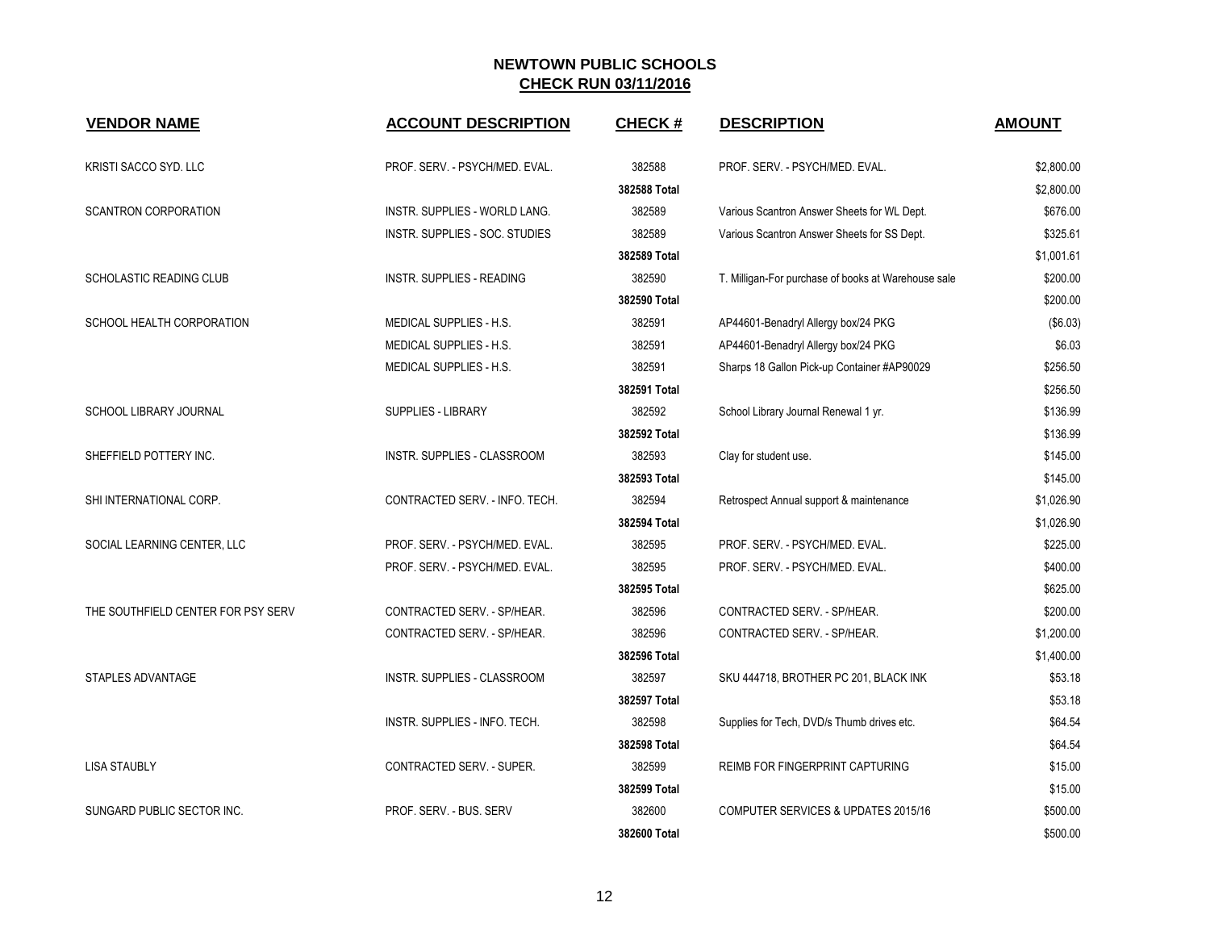# NEWTOWN PUBLIC SCHOOLS

## CHECK RUN 03/11/2016

| VENDOR NAME | ACCOUNT DESCRIPTION | CHECK # | DESCRIPTION | AMOUNT |
|---|---|---|---|---|
| KRISTI SACCO SYD. LLC | PROF. SERV. - PSYCH/MED. EVAL. | 382588 | PROF. SERV. - PSYCH/MED. EVAL. | $2,800.00 |
| | | **382588 Total** | | $2,800.00 |
| SCANTRON CORPORATION | INSTR. SUPPLIES - WORLD LANG. | 382589 | Various Scantron Answer Sheets for WL Dept. | $676.00 |
| | INSTR. SUPPLIES - SOC. STUDIES | 382589 | Various Scantron Answer Sheets for SS Dept. | $325.61 |
| | | **382589 Total** | | $1,001.61 |
| SCHOLASTIC READING CLUB | INSTR. SUPPLIES - READING | 382590 | T. Milligan-For purchase of books at Warehouse sale | $200.00 |
| | | **382590 Total** | | $200.00 |
| SCHOOL HEALTH CORPORATION | MEDICAL SUPPLIES - H.S. | 382591 | AP44601-Benadryl Allergy box/24 PKG | ($6.03) |
| | MEDICAL SUPPLIES - H.S. | 382591 | AP44601-Benadryl Allergy box/24 PKG | $6.03 |
| | MEDICAL SUPPLIES - H.S. | 382591 | Sharps 18 Gallon Pick-up Container #AP90029 | $256.50 |
| | | **382591 Total** | | $256.50 |
| SCHOOL LIBRARY JOURNAL | SUPPLIES - LIBRARY | 382592 | School Library Journal Renewal 1 yr. | $136.99 |
| | | **382592 Total** | | $136.99 |
| SHEFFIELD POTTERY INC. | INSTR. SUPPLIES - CLASSROOM | 382593 | Clay for student use. | $145.00 |
| | | **382593 Total** | | $145.00 |
| SHI INTERNATIONAL CORP. | CONTRACTED SERV. - INFO. TECH. | 382594 | Retrospect Annual support & maintenance | $1,026.90 |
| | | **382594 Total** | | $1,026.90 |
| SOCIAL LEARNING CENTER, LLC | PROF. SERV. - PSYCH/MED. EVAL. | 382595 | PROF. SERV. - PSYCH/MED. EVAL. | $225.00 |
| | PROF. SERV. - PSYCH/MED. EVAL. | 382595 | PROF. SERV. - PSYCH/MED. EVAL. | $400.00 |
| | | **382595 Total** | | $625.00 |
| THE SOUTHFIELD CENTER FOR PSY SERV | CONTRACTED SERV. - SP/HEAR. | 382596 | CONTRACTED SERV. - SP/HEAR. | $200.00 |
| | CONTRACTED SERV. - SP/HEAR. | 382596 | CONTRACTED SERV. - SP/HEAR. | $1,200.00 |
| | | **382596 Total** | | $1,400.00 |
| STAPLES ADVANTAGE | INSTR. SUPPLIES - CLASSROOM | 382597 | SKU 444718, BROTHER PC 201, BLACK INK | $53.18 |
| | | **382597 Total** | | $53.18 |
| | INSTR. SUPPLIES - INFO. TECH. | 382598 | Supplies for Tech, DVD/s Thumb drives etc. | $64.54 |
| | | **382598 Total** | | $64.54 |
| LISA STAUBLY | CONTRACTED SERV. - SUPER. | 382599 | REIMB FOR FINGERPRINT CAPTURING | $15.00 |
| | | **382599 Total** | | $15.00 |
| SUNGARD PUBLIC SECTOR INC. | PROF. SERV. - BUS. SERV | 382600 | COMPUTER SERVICES & UPDATES 2015/16 | $500.00 |
| | | **382600 Total** | | $500.00 |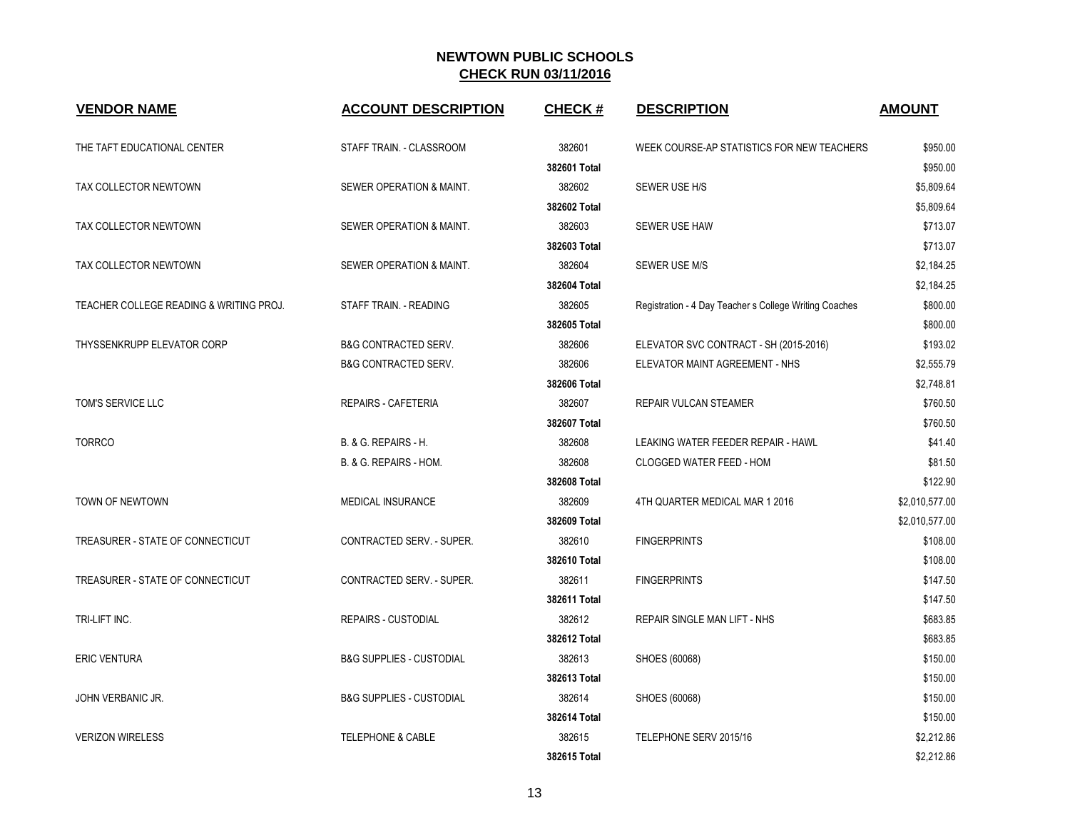# NEWTOWN PUBLIC SCHOOLS

## CHECK RUN 03/11/2016

| VENDOR NAME | ACCOUNT DESCRIPTION | CHECK # | DESCRIPTION | AMOUNT |
|---|---|---|---|---|
| THE TAFT EDUCATIONAL CENTER | STAFF TRAIN. - CLASSROOM | 382601 | WEEK COURSE-AP STATISTICS FOR NEW TEACHERS | $950.00 |
| | | **382601 Total** | | $950.00 |
| TAX COLLECTOR NEWTOWN | SEWER OPERATION & MAINT. | 382602 | SEWER USE H/S | $5,809.64 |
| | | **382602 Total** | | $5,809.64 |
| TAX COLLECTOR NEWTOWN | SEWER OPERATION & MAINT. | 382603 | SEWER USE HAW | $713.07 |
| | | **382603 Total** | | $713.07 |
| TAX COLLECTOR NEWTOWN | SEWER OPERATION & MAINT. | 382604 | SEWER USE M/S | $2,184.25 |
| | | **382604 Total** | | $2,184.25 |
| TEACHER COLLEGE READING & WRITING PROJ. | STAFF TRAIN. - READING | 382605 | Registration - 4 Day Teacher s College Writing Coaches | $800.00 |
| | | **382605 Total** | | $800.00 |
| THYSSENKRUPP ELEVATOR CORP | B&G CONTRACTED SERV. | 382606 | ELEVATOR SVC CONTRACT - SH (2015-2016) | $193.02 |
| | B&G CONTRACTED SERV. | 382606 | ELEVATOR MAINT AGREEMENT - NHS | $2,555.79 |
| | | **382606 Total** | | $2,748.81 |
| TOM'S SERVICE LLC | REPAIRS - CAFETERIA | 382607 | REPAIR VULCAN STEAMER | $760.50 |
| | | **382607 Total** | | $760.50 |
| TORRCO | B. & G. REPAIRS - H. | 382608 | LEAKING WATER FEEDER REPAIR - HAWL | $41.40 |
| | B. & G. REPAIRS - HOM. | 382608 | CLOGGED WATER FEED - HOM | $81.50 |
| | | **382608 Total** | | $122.90 |
| TOWN OF NEWTOWN | MEDICAL INSURANCE | 382609 | 4TH QUARTER MEDICAL MAR 1 2016 | $2,010,577.00 |
| | | **382609 Total** | | $2,010,577.00 |
| TREASURER - STATE OF CONNECTICUT | CONTRACTED SERV. - SUPER. | 382610 | FINGERPRINTS | $108.00 |
| | | **382610 Total** | | $108.00 |
| TREASURER - STATE OF CONNECTICUT | CONTRACTED SERV. - SUPER. | 382611 | FINGERPRINTS | $147.50 |
| | | **382611 Total** | | $147.50 |
| TRI-LIFT INC. | REPAIRS - CUSTODIAL | 382612 | REPAIR SINGLE MAN LIFT - NHS | $683.85 |
| | | **382612 Total** | | $683.85 |
| ERIC VENTURA | B&G SUPPLIES - CUSTODIAL | 382613 | SHOES (60068) | $150.00 |
| | | **382613 Total** | | $150.00 |
| JOHN VERBANIC JR. | B&G SUPPLIES - CUSTODIAL | 382614 | SHOES (60068) | $150.00 |
| | | **382614 Total** | | $150.00 |
| VERIZON WIRELESS | TELEPHONE & CABLE | 382615 | TELEPHONE SERV 2015/16 | $2,212.86 |
| | | **382615 Total** | | $2,212.86 |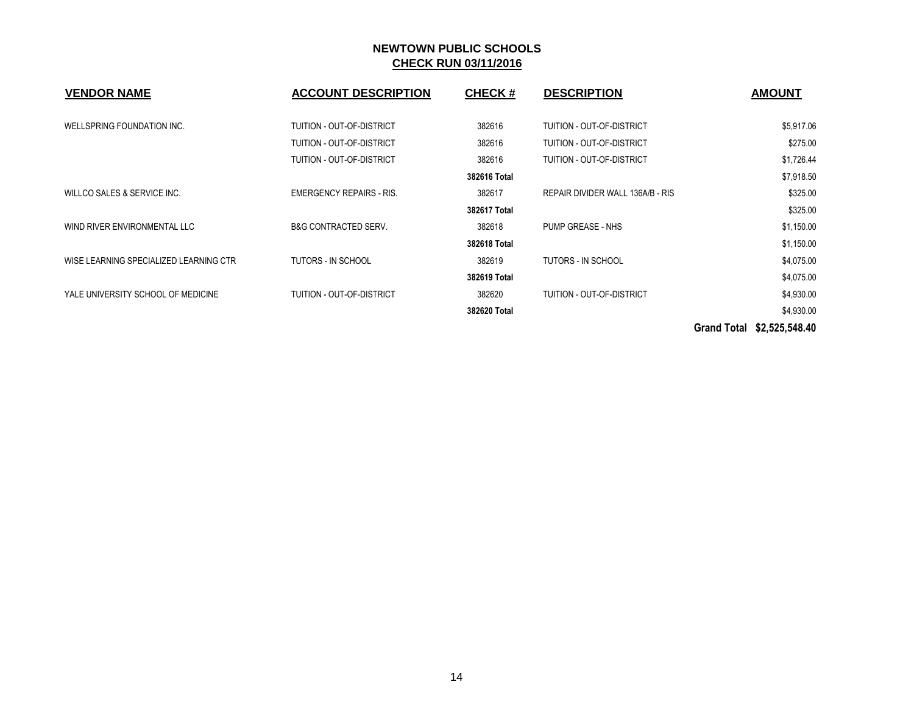# NEWTOWN PUBLIC SCHOOLS

## CHECK RUN 03/11/2016

| VENDOR NAME | ACCOUNT DESCRIPTION | CHECK # | DESCRIPTION | AMOUNT |
| --- | --- | --- | --- | --- |
| WELLSPRING FOUNDATION INC. | TUITION - OUT-OF-DISTRICT | 382616 | TUITION - OUT-OF-DISTRICT | $5,917.06 |
| | TUITION - OUT-OF-DISTRICT | 382616 | TUITION - OUT-OF-DISTRICT | $275.00 |
| | TUITION - OUT-OF-DISTRICT | 382616 | TUITION - OUT-OF-DISTRICT | $1,726.44 |
| | | **382616 Total** | | $7,918.50 |
| WILLCO SALES & SERVICE INC. | EMERGENCY REPAIRS - RIS. | 382617 | REPAIR DIVIDER WALL 136A/B - RIS | $325.00 |
| | | **382617 Total** | | $325.00 |
| WIND RIVER ENVIRONMENTAL LLC | B&G CONTRACTED SERV. | 382618 | PUMP GREASE - NHS | $1,150.00 |
| | | **382618 Total** | | $1,150.00 |
| WISE LEARNING SPECIALIZED LEARNING CTR | TUTORS - IN SCHOOL | 382619 | TUTORS - IN SCHOOL | $4,075.00 |
| | | **382619 Total** | | $4,075.00 |
| YALE UNIVERSITY SCHOOL OF MEDICINE | TUITION - OUT-OF-DISTRICT | 382620 | TUITION - OUT-OF-DISTRICT | $4,930.00 |
| | | **382620 Total** | | $4,930.00 |
| | | | **Grand Total** | **$2,525,548.40** |